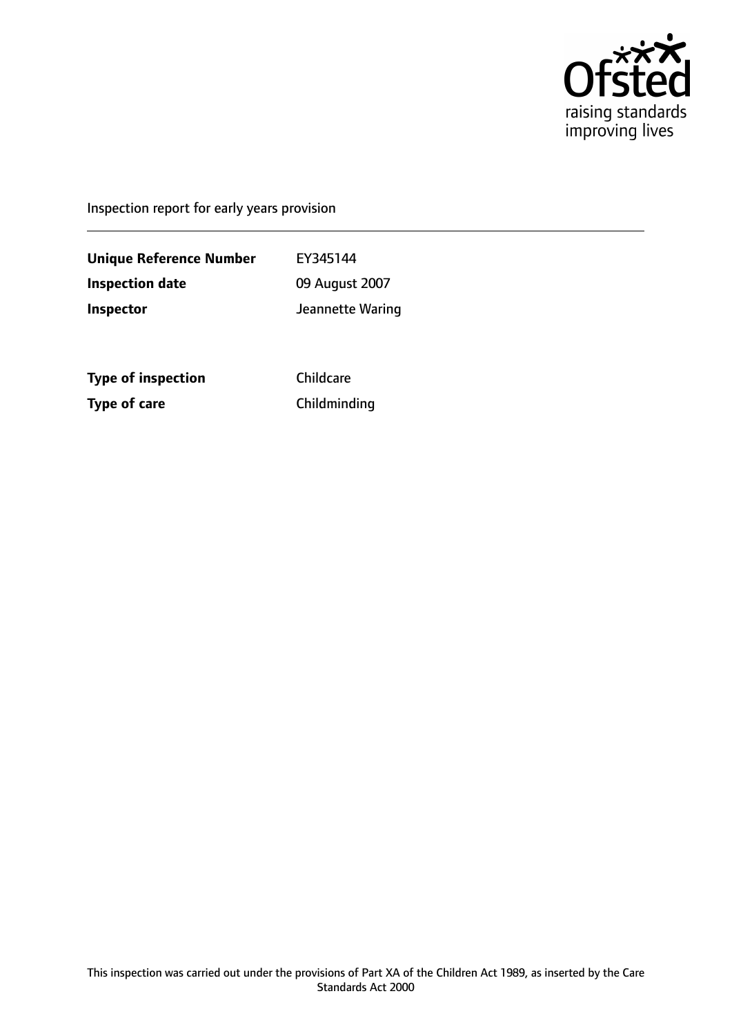Ofsted
raising standards
improving lives

Inspection report for early years provision

| | |
|---|---|
| **Unique Reference Number** | EY345144 |
| **Inspection date** | 09 August 2007 |
| **Inspector** | Jeannette Waring |

| | |
|---|---|
| **Type of inspection** | Childcare |
| **Type of care** | Childminding |

This inspection was carried out under the provisions of Part XA of the Children Act 1989, as inserted by the Care Standards Act 2000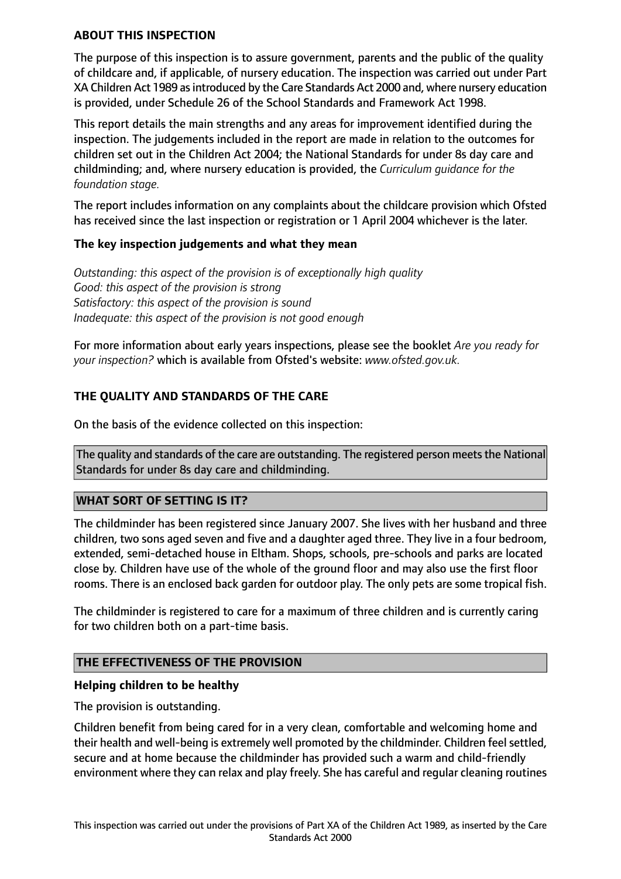**ABOUT THIS INSPECTION**

The purpose of this inspection is to assure government, parents and the public of the quality of childcare and, if applicable, of nursery education. The inspection was carried out under Part XA Children Act 1989 as introduced by the Care Standards Act 2000 and, where nursery education is provided, under Schedule 26 of the School Standards and Framework Act 1998.

This report details the main strengths and any areas for improvement identified during the inspection. The judgements included in the report are made in relation to the outcomes for children set out in the Children Act 2004; the National Standards for under 8s day care and childminding; and, where nursery education is provided, the *Curriculum guidance for the foundation stage.*

The report includes information on any complaints about the childcare provision which Ofsted has received since the last inspection or registration or 1 April 2004 whichever is the later.

**The key inspection judgements and what they mean**

*Outstanding: this aspect of the provision is of exceptionally high quality*
*Good: this aspect of the provision is strong*
*Satisfactory: this aspect of the provision is sound*
*Inadequate: this aspect of the provision is not good enough*

For more information about early years inspections, please see the booklet *Are you ready for your inspection?* which is available from Ofsted's website: *www.ofsted.gov.uk.*

**THE QUALITY AND STANDARDS OF THE CARE**

On the basis of the evidence collected on this inspection:

The quality and standards of the care are outstanding. The registered person meets the National Standards for under 8s day care and childminding.

**WHAT SORT OF SETTING IS IT?**

The childminder has been registered since January 2007. She lives with her husband and three children, two sons aged seven and five and a daughter aged three. They live in a four bedroom, extended, semi-detached house in Eltham. Shops, schools, pre-schools and parks are located close by. Children have use of the whole of the ground floor and may also use the first floor rooms. There is an enclosed back garden for outdoor play. The only pets are some tropical fish.

The childminder is registered to care for a maximum of three children and is currently caring for two children both on a part-time basis.

**THE EFFECTIVENESS OF THE PROVISION**

**Helping children to be healthy**

The provision is outstanding.

Children benefit from being cared for in a very clean, comfortable and welcoming home and their health and well-being is extremely well promoted by the childminder. Children feel settled, secure and at home because the childminder has provided such a warm and child-friendly environment where they can relax and play freely. She has careful and regular cleaning routines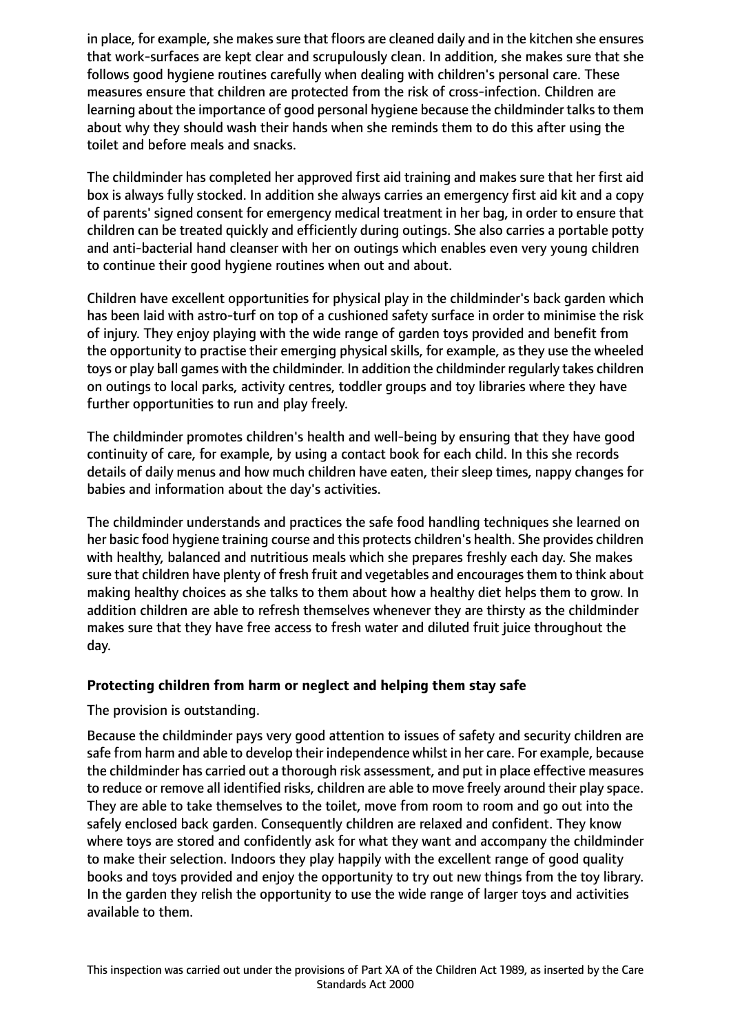in place, for example, she makes sure that floors are cleaned daily and in the kitchen she ensures that work-surfaces are kept clear and scrupulously clean. In addition, she makes sure that she follows good hygiene routines carefully when dealing with children's personal care. These measures ensure that children are protected from the risk of cross-infection. Children are learning about the importance of good personal hygiene because the childminder talks to them about why they should wash their hands when she reminds them to do this after using the toilet and before meals and snacks.

The childminder has completed her approved first aid training and makes sure that her first aid box is always fully stocked. In addition she always carries an emergency first aid kit and a copy of parents' signed consent for emergency medical treatment in her bag, in order to ensure that children can be treated quickly and efficiently during outings. She also carries a portable potty and anti-bacterial hand cleanser with her on outings which enables even very young children to continue their good hygiene routines when out and about.

Children have excellent opportunities for physical play in the childminder's back garden which has been laid with astro-turf on top of a cushioned safety surface in order to minimise the risk of injury. They enjoy playing with the wide range of garden toys provided and benefit from the opportunity to practise their emerging physical skills, for example, as they use the wheeled toys or play ball games with the childminder. In addition the childminder regularly takes children on outings to local parks, activity centres, toddler groups and toy libraries where they have further opportunities to run and play freely.

The childminder promotes children's health and well-being by ensuring that they have good continuity of care, for example, by using a contact book for each child. In this she records details of daily menus and how much children have eaten, their sleep times, nappy changes for babies and information about the day's activities.

The childminder understands and practices the safe food handling techniques she learned on her basic food hygiene training course and this protects children's health. She provides children with healthy, balanced and nutritious meals which she prepares freshly each day. She makes sure that children have plenty of fresh fruit and vegetables and encourages them to think about making healthy choices as she talks to them about how a healthy diet helps them to grow. In addition children are able to refresh themselves whenever they are thirsty as the childminder makes sure that they have free access to fresh water and diluted fruit juice throughout the day.

**Protecting children from harm or neglect and helping them stay safe**

The provision is outstanding.

Because the childminder pays very good attention to issues of safety and security children are safe from harm and able to develop their independence whilst in her care. For example, because the childminder has carried out a thorough risk assessment, and put in place effective measures to reduce or remove all identified risks, children are able to move freely around their play space. They are able to take themselves to the toilet, move from room to room and go out into the safely enclosed back garden. Consequently children are relaxed and confident. They know where toys are stored and confidently ask for what they want and accompany the childminder to make their selection. Indoors they play happily with the excellent range of good quality books and toys provided and enjoy the opportunity to try out new things from the toy library. In the garden they relish the opportunity to use the wide range of larger toys and activities available to them.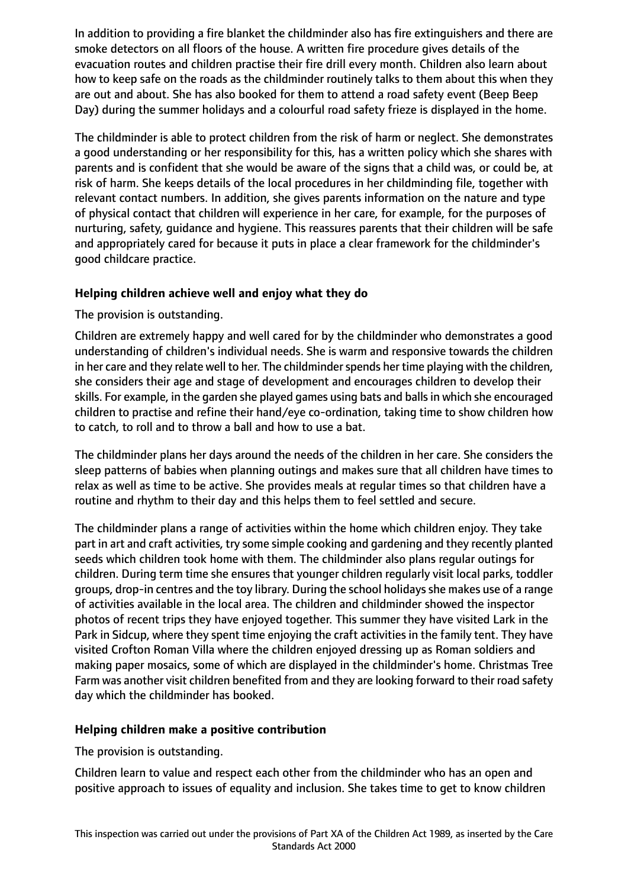In addition to providing a fire blanket the childminder also has fire extinguishers and there are smoke detectors on all floors of the house. A written fire procedure gives details of the evacuation routes and children practise their fire drill every month. Children also learn about how to keep safe on the roads as the childminder routinely talks to them about this when they are out and about. She has also booked for them to attend a road safety event (Beep Beep Day) during the summer holidays and a colourful road safety frieze is displayed in the home.

The childminder is able to protect children from the risk of harm or neglect. She demonstrates a good understanding or her responsibility for this, has a written policy which she shares with parents and is confident that she would be aware of the signs that a child was, or could be, at risk of harm. She keeps details of the local procedures in her childminding file, together with relevant contact numbers. In addition, she gives parents information on the nature and type of physical contact that children will experience in her care, for example, for the purposes of nurturing, safety, guidance and hygiene. This reassures parents that their children will be safe and appropriately cared for because it puts in place a clear framework for the childminder's good childcare practice.

**Helping children achieve well and enjoy what they do**

The provision is outstanding.

Children are extremely happy and well cared for by the childminder who demonstrates a good understanding of children's individual needs. She is warm and responsive towards the children in her care and they relate well to her. The childminder spends her time playing with the children, she considers their age and stage of development and encourages children to develop their skills. For example, in the garden she played games using bats and balls in which she encouraged children to practise and refine their hand/eye co-ordination, taking time to show children how to catch, to roll and to throw a ball and how to use a bat.

The childminder plans her days around the needs of the children in her care. She considers the sleep patterns of babies when planning outings and makes sure that all children have times to relax as well as time to be active. She provides meals at regular times so that children have a routine and rhythm to their day and this helps them to feel settled and secure.

The childminder plans a range of activities within the home which children enjoy. They take part in art and craft activities, try some simple cooking and gardening and they recently planted seeds which children took home with them. The childminder also plans regular outings for children. During term time she ensures that younger children regularly visit local parks, toddler groups, drop-in centres and the toy library. During the school holidays she makes use of a range of activities available in the local area. The children and childminder showed the inspector photos of recent trips they have enjoyed together. This summer they have visited Lark in the Park in Sidcup, where they spent time enjoying the craft activities in the family tent. They have visited Crofton Roman Villa where the children enjoyed dressing up as Roman soldiers and making paper mosaics, some of which are displayed in the childminder's home. Christmas Tree Farm was another visit children benefited from and they are looking forward to their road safety day which the childminder has booked.

**Helping children make a positive contribution**

The provision is outstanding.

Children learn to value and respect each other from the childminder who has an open and positive approach to issues of equality and inclusion. She takes time to get to know children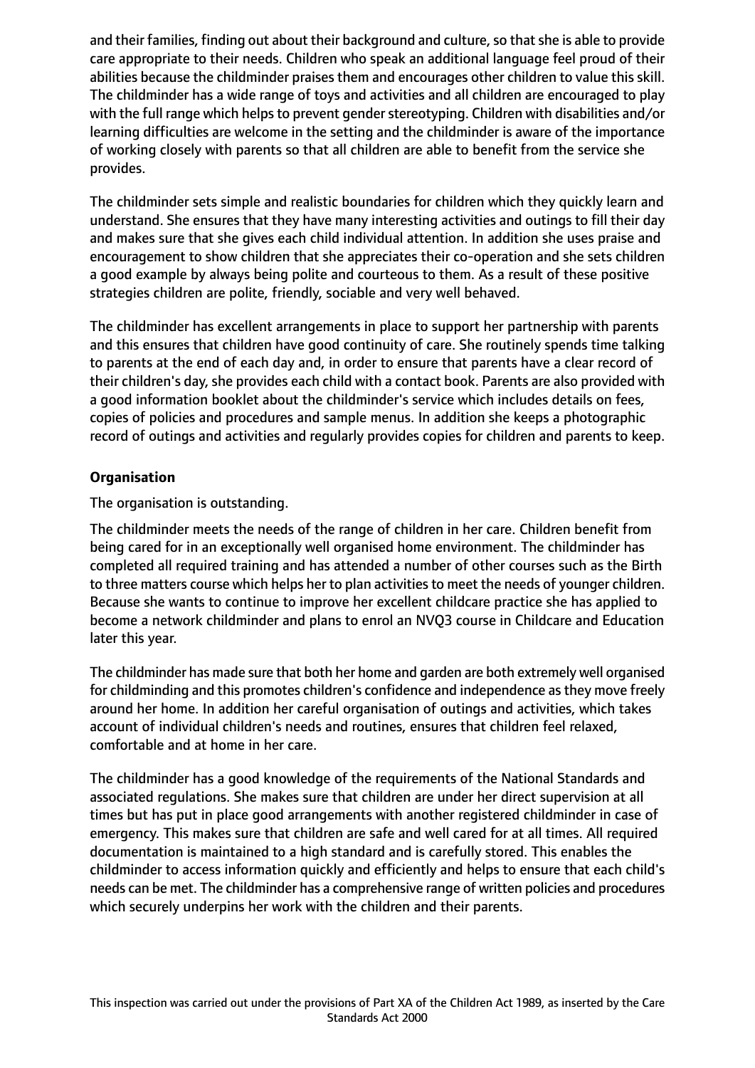and their families, finding out about their background and culture, so that she is able to provide care appropriate to their needs. Children who speak an additional language feel proud of their abilities because the childminder praises them and encourages other children to value this skill. The childminder has a wide range of toys and activities and all children are encouraged to play with the full range which helps to prevent gender stereotyping. Children with disabilities and/or learning difficulties are welcome in the setting and the childminder is aware of the importance of working closely with parents so that all children are able to benefit from the service she provides.

The childminder sets simple and realistic boundaries for children which they quickly learn and understand. She ensures that they have many interesting activities and outings to fill their day and makes sure that she gives each child individual attention. In addition she uses praise and encouragement to show children that she appreciates their co-operation and she sets children a good example by always being polite and courteous to them. As a result of these positive strategies children are polite, friendly, sociable and very well behaved.

The childminder has excellent arrangements in place to support her partnership with parents and this ensures that children have good continuity of care. She routinely spends time talking to parents at the end of each day and, in order to ensure that parents have a clear record of their children's day, she provides each child with a contact book. Parents are also provided with a good information booklet about the childminder's service which includes details on fees, copies of policies and procedures and sample menus. In addition she keeps a photographic record of outings and activities and regularly provides copies for children and parents to keep.

**Organisation**

The organisation is outstanding.

The childminder meets the needs of the range of children in her care. Children benefit from being cared for in an exceptionally well organised home environment. The childminder has completed all required training and has attended a number of other courses such as the Birth to three matters course which helps her to plan activities to meet the needs of younger children. Because she wants to continue to improve her excellent childcare practice she has applied to become a network childminder and plans to enrol an NVQ3 course in Childcare and Education later this year.

The childminder has made sure that both her home and garden are both extremely well organised for childminding and this promotes children's confidence and independence as they move freely around her home. In addition her careful organisation of outings and activities, which takes account of individual children's needs and routines, ensures that children feel relaxed, comfortable and at home in her care.

The childminder has a good knowledge of the requirements of the National Standards and associated regulations. She makes sure that children are under her direct supervision at all times but has put in place good arrangements with another registered childminder in case of emergency. This makes sure that children are safe and well cared for at all times. All required documentation is maintained to a high standard and is carefully stored. This enables the childminder to access information quickly and efficiently and helps to ensure that each child's needs can be met. The childminder has a comprehensive range of written policies and procedures which securely underpins her work with the children and their parents.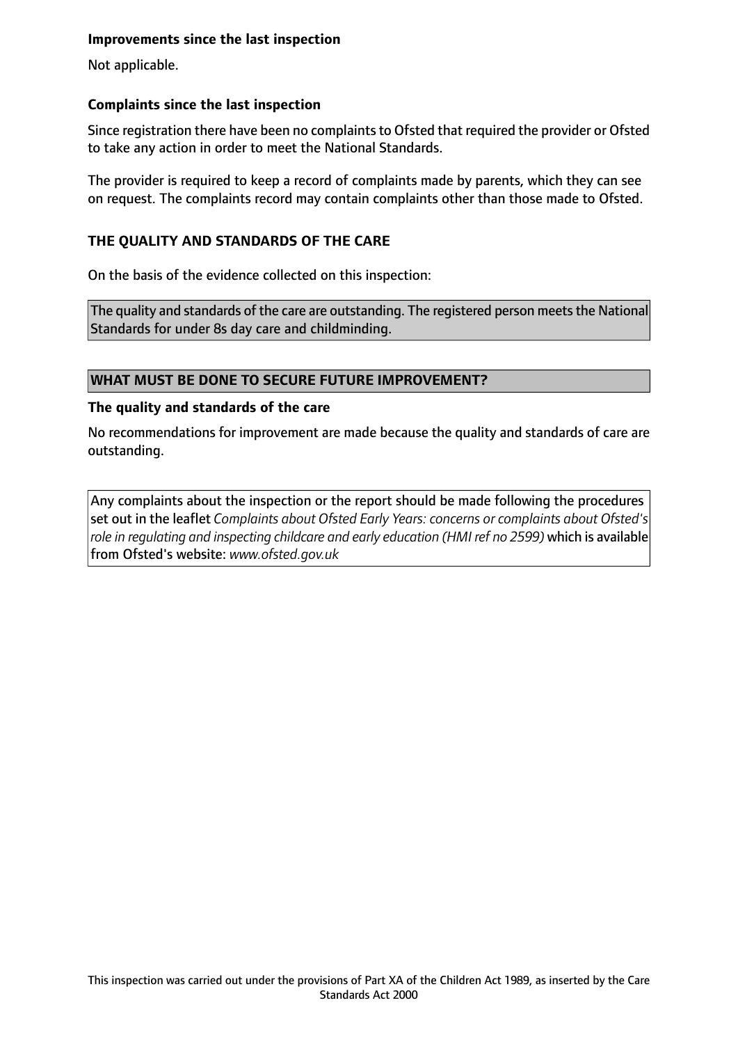**Improvements since the last inspection**

Not applicable.

**Complaints since the last inspection**

Since registration there have been no complaints to Ofsted that required the provider or Ofsted to take any action in order to meet the National Standards.

The provider is required to keep a record of complaints made by parents, which they can see on request. The complaints record may contain complaints other than those made to Ofsted.

## THE QUALITY AND STANDARDS OF THE CARE

On the basis of the evidence collected on this inspection:

The quality and standards of the care are outstanding. The registered person meets the National Standards for under 8s day care and childminding.

## WHAT MUST BE DONE TO SECURE FUTURE IMPROVEMENT?

**The quality and standards of the care**

No recommendations for improvement are made because the quality and standards of care are outstanding.

Any complaints about the inspection or the report should be made following the procedures set out in the leaflet *Complaints about Ofsted Early Years: concerns or complaints about Ofsted's role in regulating and inspecting childcare and early education (HMI ref no 2599)* which is available from Ofsted's website: *www.ofsted.gov.uk*

This inspection was carried out under the provisions of Part XA of the Children Act 1989, as inserted by the Care Standards Act 2000